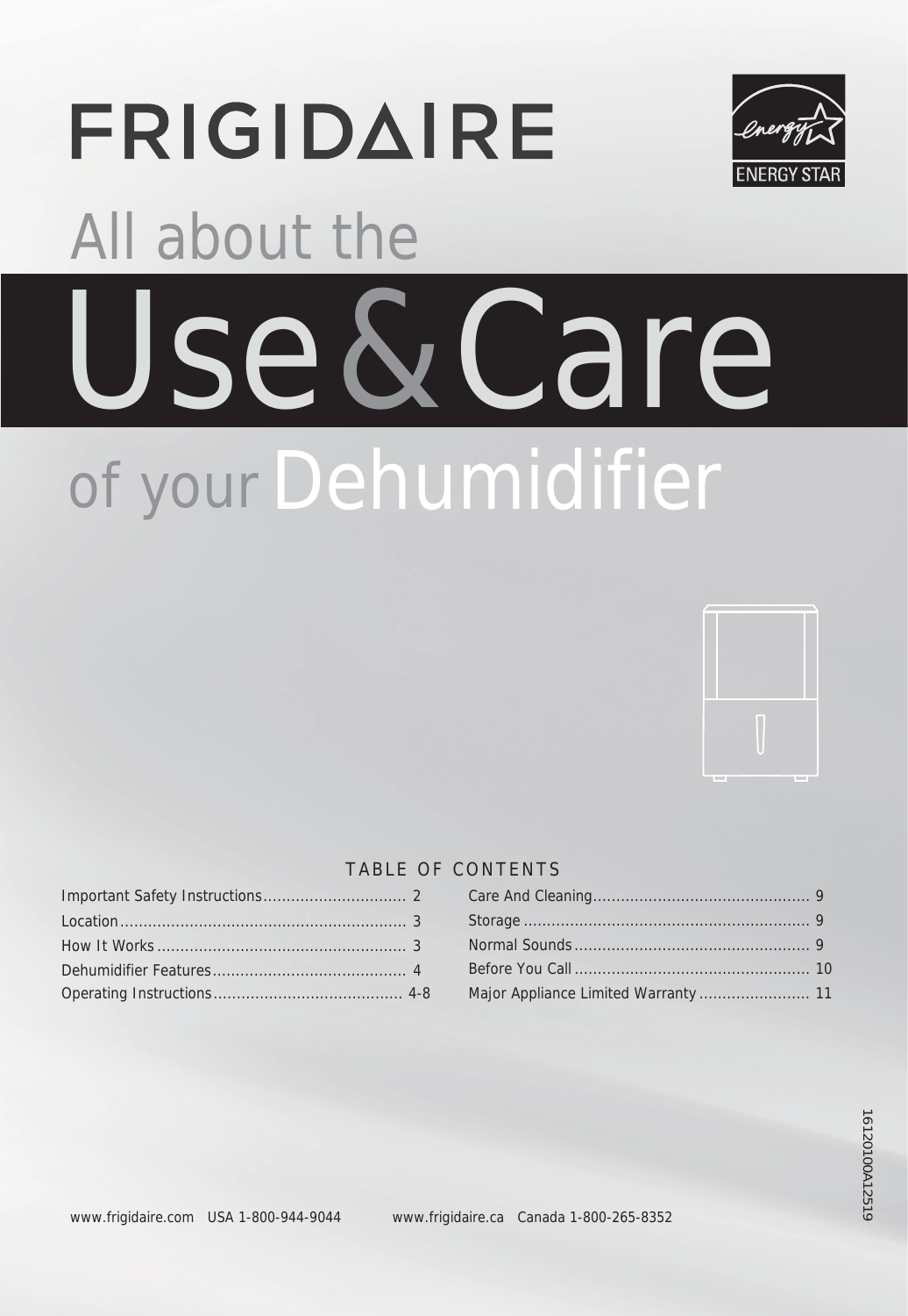# FRIGIDAIRE

ENERGY STAR

All about the

# Use & Care

of your Dehumidifier

TABLE OF CONTENTS

| | |
|---|---|
| Important Safety Instructions | 2 |
| Location | 3 |
| How It Works | 3 |
| Dehumidifier Features | 4 |
| Operating Instructions | 4-8 |
| Care And Cleaning | 9 |
| Storage | 9 |
| Normal Sounds | 9 |
| Before You Call | 10 |
| Major Appliance Limited Warranty | 11 |

16120100A12519

www.frigidaire.com USA 1-800-944-9044 www.frigidaire.ca Canada 1-800-265-8352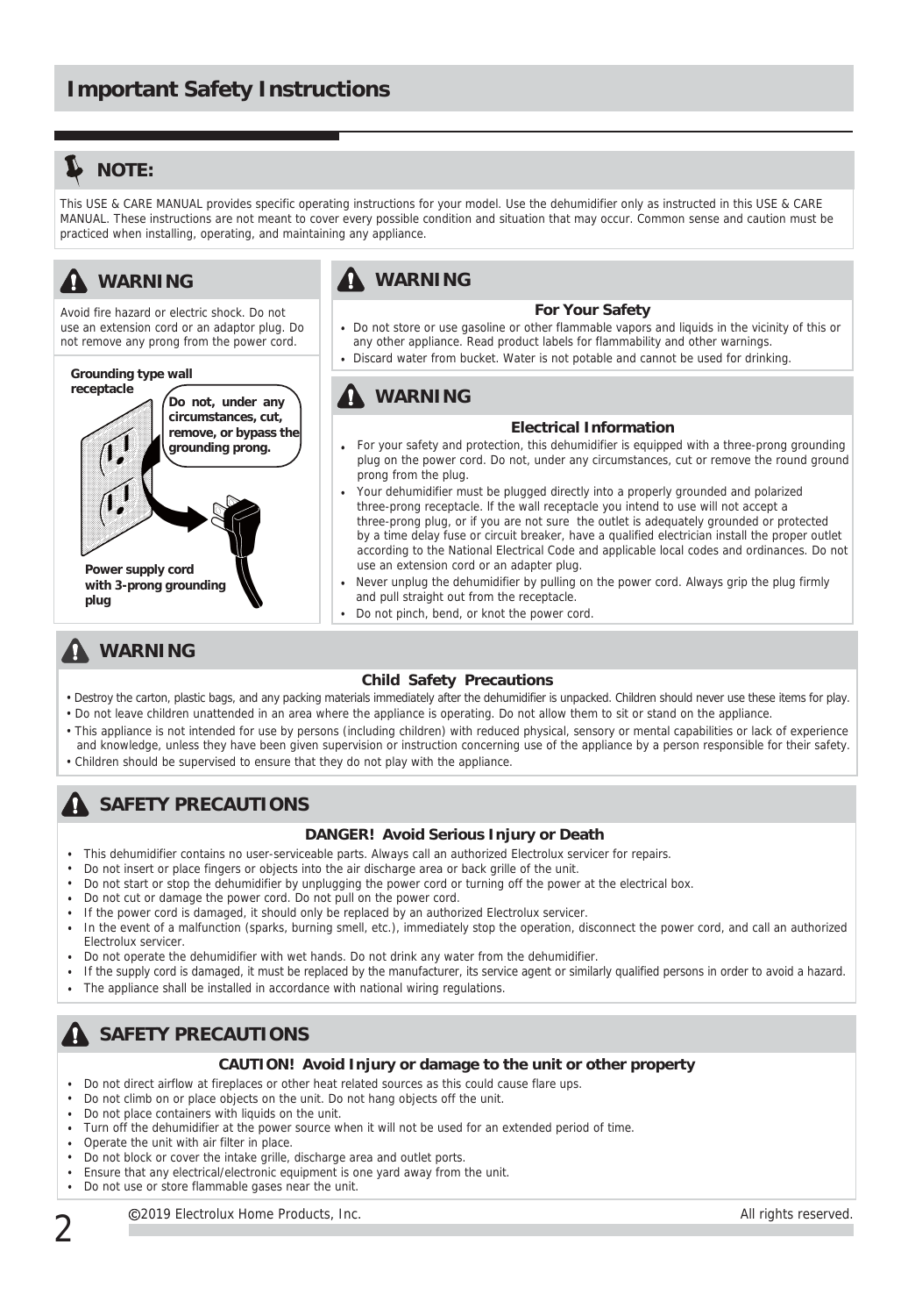# Important Safety Instructions

## NOTE:

This USE & CARE MANUAL provides specific operating instructions for your model. Use the dehumidifier only as instructed in this USE & CARE MANUAL. These instructions are not meant to cover every possible condition and situation that may occur. Common sense and caution must be practiced when installing, operating, and maintaining any appliance.

## WARNING

Avoid fire hazard or electric shock. Do not use an extension cord or an adaptor plug. Do not remove any prong from the power cord.

**Grounding type wall receptacle**

**Do not, under any circumstances, cut, remove, or bypass the grounding prong.**

**Power supply cord with 3-prong grounding plug**

## WARNING

### For Your Safety

- Do not store or use gasoline or other flammable vapors and liquids in the vicinity of this or any other appliance. Read product labels for flammability and other warnings.
- Discard water from bucket. Water is not potable and cannot be used for drinking.

## WARNING

### Electrical Information

- For your safety and protection, this dehumidifier is equipped with a three-prong grounding plug on the power cord. Do not, under any circumstances, cut or remove the round ground prong from the plug.
- Your dehumidifier must be plugged directly into a properly grounded and polarized three-prong receptacle. If the wall receptacle you intend to use will not accept a three-prong plug, or if you are not sure the outlet is adequately grounded or protected by a time delay fuse or circuit breaker, have a qualified electrician install the proper outlet according to the National Electrical Code and applicable local codes and ordinances. Do not use an extension cord or an adapter plug.
- Never unplug the dehumidifier by pulling on the power cord. Always grip the plug firmly and pull straight out from the receptacle.
- Do not pinch, bend, or knot the power cord.

## WARNING

### Child Safety Precautions

- Destroy the carton, plastic bags, and any packing materials immediately after the dehumidifier is unpacked. Children should never use these items for play.
- Do not leave children unattended in an area where the appliance is operating. Do not allow them to sit or stand on the appliance.
- This appliance is not intended for use by persons (including children) with reduced physical, sensory or mental capabilities or lack of experience and knowledge, unless they have been given supervision or instruction concerning use of the appliance by a person responsible for their safety.
- Children should be supervised to ensure that they do not play with the appliance.

## SAFETY PRECAUTIONS

### DANGER! Avoid Serious Injury or Death

- This dehumidifier contains no user-serviceable parts. Always call an authorized Electrolux servicer for repairs.
- Do not insert or place fingers or objects into the air discharge area or back grille of the unit.
- Do not start or stop the dehumidifier by unplugging the power cord or turning off the power at the electrical box.
- Do not cut or damage the power cord. Do not pull on the power cord.
- If the power cord is damaged, it should only be replaced by an authorized Electrolux servicer.
- In the event of a malfunction (sparks, burning smell, etc.), immediately stop the operation, disconnect the power cord, and call an authorized Electrolux servicer.
- Do not operate the dehumidifier with wet hands. Do not drink any water from the dehumidifier.
- If the supply cord is damaged, it must be replaced by the manufacturer, its service agent or similarly qualified persons in order to avoid a hazard.
- The appliance shall be installed in accordance with national wiring regulations.

## SAFETY PRECAUTIONS

### CAUTION! Avoid Injury or damage to the unit or other property

- Do not direct airflow at fireplaces or other heat related sources as this could cause flare ups.
- Do not climb on or place objects on the unit. Do not hang objects off the unit.
- Do not place containers with liquids on the unit.
- Turn off the dehumidifier at the power source when it will not be used for an extended period of time.
- Operate the unit with air filter in place.
- Do not block or cover the intake grille, discharge area and outlet ports.
- Ensure that any electrical/electronic equipment is one yard away from the unit.
- Do not use or store flammable gases near the unit.

©2019 Electrolux Home Products, Inc. All rights reserved.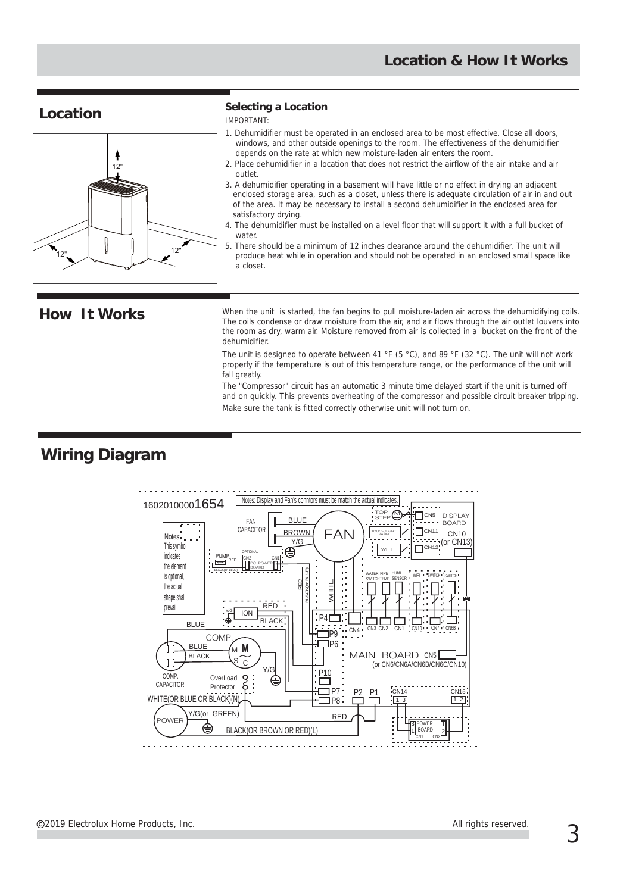# Location & How It Works

## Location

12"

12"

12"

### Selecting a Location

IMPORTANT:

1. Dehumidifier must be operated in an enclosed area to be most effective. Close all doors, windows, and other outside openings to the room. The effectiveness of the dehumidifier depends on the rate at which new moisture-laden air enters the room.
2. Place dehumidifier in a location that does not restrict the airflow of the air intake and air outlet.
3. A dehumidifier operating in a basement will have little or no effect in drying an adjacent enclosed storage area, such as a closet, unless there is adequate circulation of air in and out of the area. It may be necessary to install a second dehumidifier in the enclosed area for satisfactory drying.
4. The dehumidifier must be installed on a level floor that will support it with a full bucket of water.
5. There should be a minimum of 12 inches clearance around the dehumidifier. The unit will produce heat while in operation and should not be operated in an enclosed small space like a closet.

## How It Works

When the unit is started, the fan begins to pull moisture-laden air across the dehumidifying coils. The coils condense or draw moisture from the air, and air flows through the air outlet louvers into the room as dry, warm air. Moisture removed from air is collected in a bucket on the front of the dehumidifier.

The unit is designed to operate between 41 °F (5 °C), and 89 °F (32 °C). The unit will not work properly if the temperature is out of this temperature range, or the performance of the unit will fall greatly.

The "Compressor" circuit has an automatic 3 minute time delayed start if the unit is turned off and on quickly. This prevents overheating of the compressor and possible circuit breaker tripping.

Make sure the tank is fitted correctly otherwise unit will not turn on.

## Wiring Diagram

16020100001654

Notes: Display and Fan's conntors must be match the actual indicates.

Notes: This symbol indicates the element is optional, the actual shape shall prevail

FAN CAPACITOR, BLUE, BROWN, Y/G, FAN, TOP STEP, CN5, DISPLAY BOARD, TOUCH/LIGHT PANEL, CN11, CN10 (or CN13), WIFI, CN12

PUMP, OPTIONAL, RED, CN2, CN1, DC POWER BOARD, BLACK(or BLUE), RED, BLACK(or BLUE), WHITE

WATER SWITCH, PIPE TEMP., HUMI. SENSOR, WIFI, SWITCH, SWITCH

Y/G, ION, RED, BLACK, P4, CN4, CN3, CN2, CN1, CN10, CN7, CN6B, P9, P6

BLUE, COMP., BLUE, BLACK, M, S, C, MAIN BOARD, CN5 (or CN6/CN6A/CN6B/CN6C/CN10)

Y/G, COMP. CAPACITOR, OverLoad Protector, P10, P7, P8, P2, P1, CN14, CN15

WHITE(OR BLUE OR BLACK)(N), POWER, Y/G(or GREEN), RED, BLACK(OR BROWN OR RED)(L), POWER BOARD, CN1, CN2

©2019 Electrolux Home Products, Inc. All rights reserved.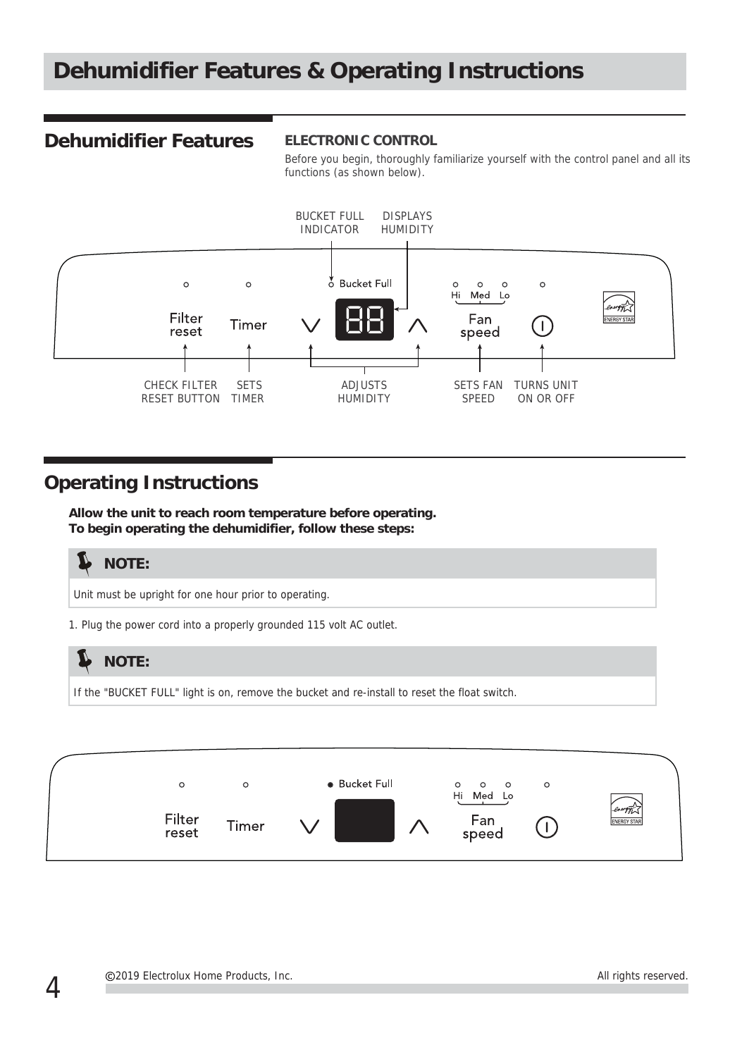# Dehumidifier Features & Operating Instructions

## Dehumidifier Features

### ELECTRONIC CONTROL

Before you begin, thoroughly familiarize yourself with the control panel and all its functions (as shown below).

BUCKET FULL INDICATOR

DISPLAYS HUMIDITY

Bucket Full

Filter reset

Timer

Hi Med Lo

Fan speed

CHECK FILTER RESET BUTTON

SETS TIMER

ADJUSTS HUMIDITY

SETS FAN SPEED

TURNS UNIT ON OR OFF

## Operating Instructions

**Allow the unit to reach room temperature before operating.**
**To begin operating the dehumidifier, follow these steps:**

**NOTE:**

Unit must be upright for one hour prior to operating.

1. Plug the power cord into a properly grounded 115 volt AC outlet.

**NOTE:**

If the "BUCKET FULL" light is on, remove the bucket and re-install to reset the float switch.

Bucket Full

Filter reset

Timer

Hi Med Lo

Fan speed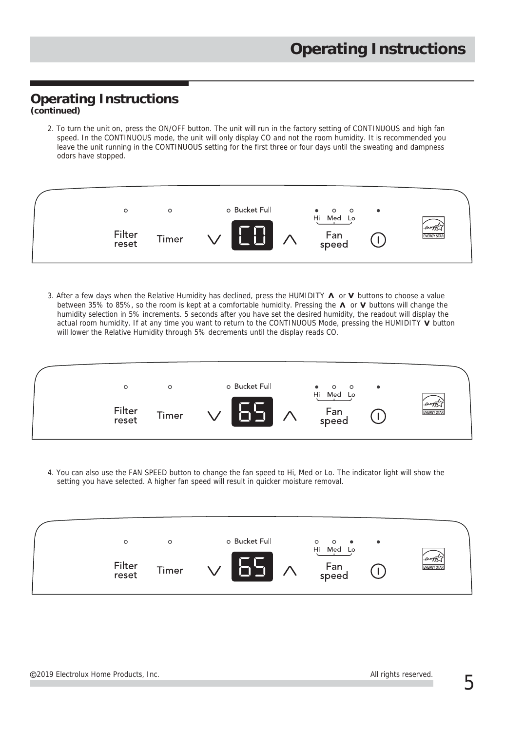## Operating Instructions
**(continued)**

2. To turn the unit on, press the ON/OFF button. The unit will run in the factory setting of CONTINUOUS and high fan speed. In the CONTINUOUS mode, the unit will only display CO and not the room humidity. It is recommended you leave the unit running in the CONTINUOUS setting for the first three or four days until the sweating and dampness odors have stopped.

Filter reset | Timer | Bucket Full | CO | Hi Med Lo Fan speed

3. After a few days when the Relative Humidity has declined, press the HUMIDITY ∧ or ∨ buttons to choose a value between 35% to 85%, so the room is kept at a comfortable humidity. Pressing the ∧ or ∨ buttons will change the humidity selection in 5% increments. 5 seconds after you have set the desired humidity, the readout will display the actual room humidity. If at any time you want to return to the CONTINUOUS Mode, pressing the HUMIDITY ∨ button will lower the Relative Humidity through 5% decrements until the display reads CO.

Filter reset | Timer | Bucket Full | 65 | Hi Med Lo Fan speed

4. You can also use the FAN SPEED button to change the fan speed to Hi, Med or Lo. The indicator light will show the setting you have selected. A higher fan speed will result in quicker moisture removal.

Filter reset | Timer | Bucket Full | 65 | Hi Med Lo Fan speed

©2019 Electrolux Home Products, Inc. All rights reserved.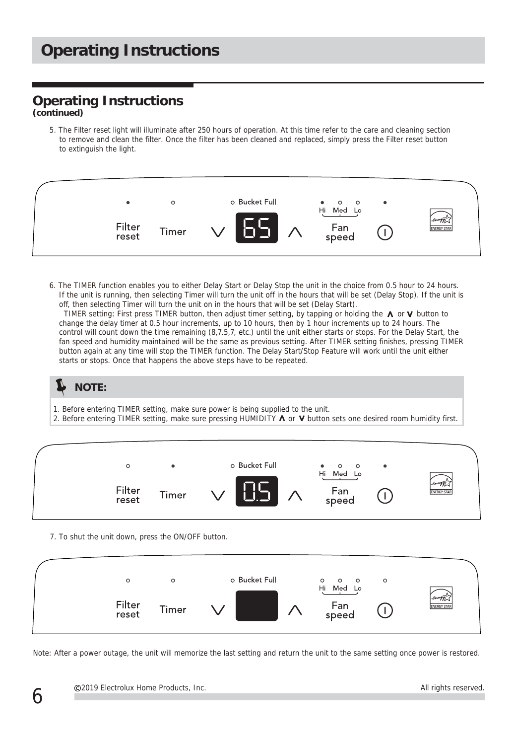# Operating Instructions

## Operating Instructions
***(continued)***

5. The Filter reset light will illuminate after 250 hours of operation. At this time refer to the care and cleaning section to remove and clean the filter. Once the filter has been cleaned and replaced, simply press the Filter reset button to extinguish the light.

6. The TIMER function enables you to either Delay Start or Delay Stop the unit in the choice from 0.5 hour to 24 hours. If the unit is running, then selecting Timer will turn the unit off in the hours that will be set (Delay Stop). If the unit is off, then selecting Timer will turn the unit on in the hours that will be set (Delay Start).
   TIMER setting: First press TIMER button, then adjust timer setting, by tapping or holding the **∧** or **∨** button to change the delay timer at 0.5 hour increments, up to 10 hours, then by 1 hour increments up to 24 hours. The control will count down the time remaining (8,7.5,7, etc.) until the unit either starts or stops. For the Delay Start, the fan speed and humidity maintained will be the same as previous setting. After TIMER setting finishes, pressing TIMER button again at any time will stop the TIMER function. The Delay Start/Stop Feature will work until the unit either starts or stops. Once that happens the above steps have to be repeated.

**NOTE:**

1. Before entering TIMER setting, make sure power is being supplied to the unit.
2. Before entering TIMER setting, make sure pressing HUMIDITY **∧** or **∨** button sets one desired room humidity first.

7. To shut the unit down, press the ON/OFF button.

Note: After a power outage, the unit will memorize the last setting and return the unit to the same setting once power is restored.

©2019 Electrolux Home Products, Inc. All rights reserved.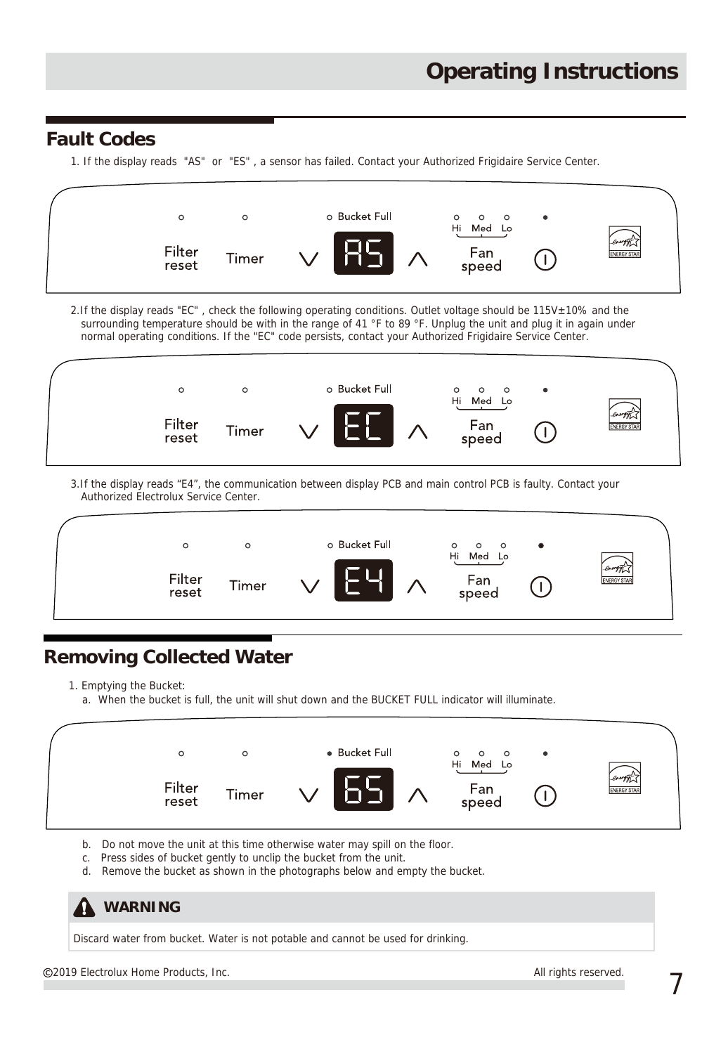# Operating Instructions

## Fault Codes

1. If the display reads "AS" or "ES" , a sensor has failed. Contact your Authorized Frigidaire Service Center.

Filter reset | Timer | ∨ AS ∧ | Bucket Full | Hi Med Lo Fan speed | ⏻

2. If the display reads "EC" , check the following operating conditions. Outlet voltage should be 115V±10% and the surrounding temperature should be with in the range of 41 °F to 89 °F. Unplug the unit and plug it in again under normal operating conditions. If the "EC" code persists, contact your Authorized Frigidaire Service Center.

Filter reset | Timer | ∨ EC ∧ | Bucket Full | Hi Med Lo Fan speed | ⏻

3. If the display reads “E4”, the communication between display PCB and main control PCB is faulty. Contact your Authorized Electrolux Service Center.

Filter reset | Timer | ∨ E4 ∧ | Bucket Full | Hi Med Lo Fan speed | ⏻

## Removing Collected Water

1. Emptying the Bucket:
   a. When the bucket is full, the unit will shut down and the BUCKET FULL indicator will illuminate.

Filter reset | Timer | ∨ 65 ∧ | Bucket Full | Hi Med Lo Fan speed | ⏻

   b. Do not move the unit at this time otherwise water may spill on the floor.
   c. Press sides of bucket gently to unclip the bucket from the unit.
   d. Remove the bucket as shown in the photographs below and empty the bucket.

**WARNING**

Discard water from bucket. Water is not potable and cannot be used for drinking.

©2019 Electrolux Home Products, Inc. All rights reserved.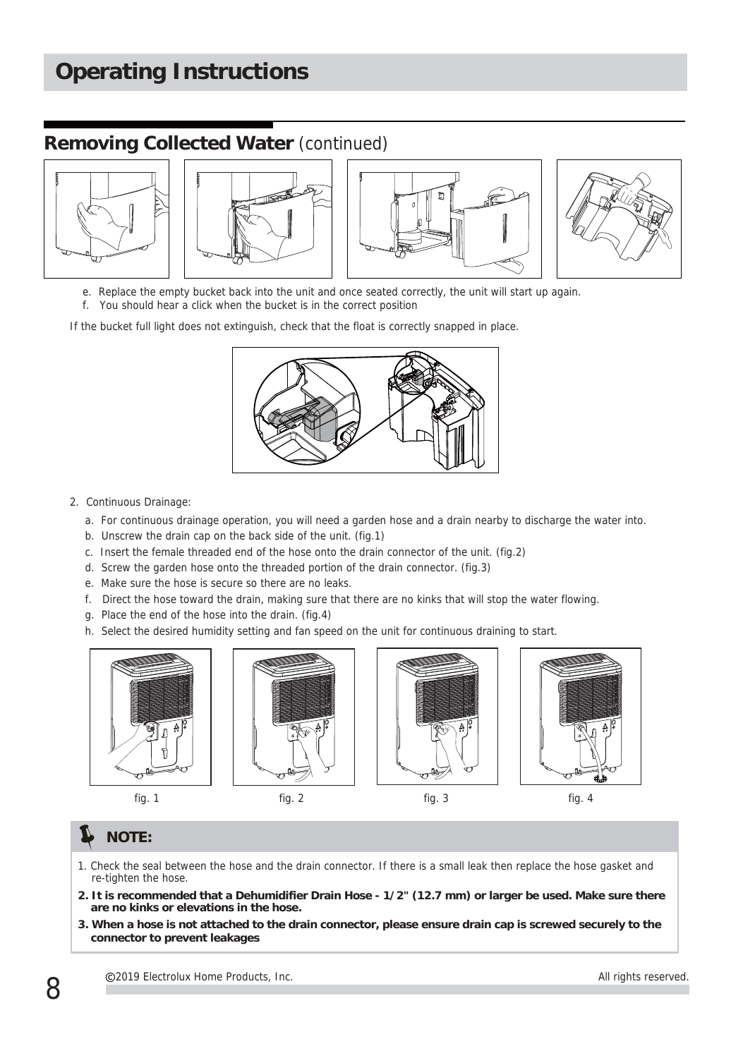# Operating Instructions

## Removing Collected Water (continued)

e. Replace the empty bucket back into the unit and once seated correctly, the unit will start up again.
f. You should hear a click when the bucket is in the correct position

If the bucket full light does not extinguish, check that the float is correctly snapped in place.

2. Continuous Drainage:
   a. For continuous drainage operation, you will need a garden hose and a drain nearby to discharge the water into.
   b. Unscrew the drain cap on the back side of the unit. (fig.1)
   c. Insert the female threaded end of the hose onto the drain connector of the unit. (fig.2)
   d. Screw the garden hose onto the threaded portion of the drain connector. (fig.3)
   e. Make sure the hose is secure so there are no leaks.
   f. Direct the hose toward the drain, making sure that there are no kinks that will stop the water flowing.
   g. Place the end of the hose into the drain. (fig.4)
   h. Select the desired humidity setting and fan speed on the unit for continuous draining to start.

fig. 1 fig. 2 fig. 3 fig. 4

### NOTE:

1. Check the seal between the hose and the drain connector. If there is a small leak then replace the hose gasket and re-tighten the hose.
2. **It is recommended that a Dehumidifier Drain Hose - 1/2" (12.7 mm) or larger be used. Make sure there are no kinks or elevations in the hose.**
3. **When a hose is not attached to the drain connector, please ensure drain cap is screwed securely to the connector to prevent leakages**

©2019 Electrolux Home Products, Inc. All rights reserved.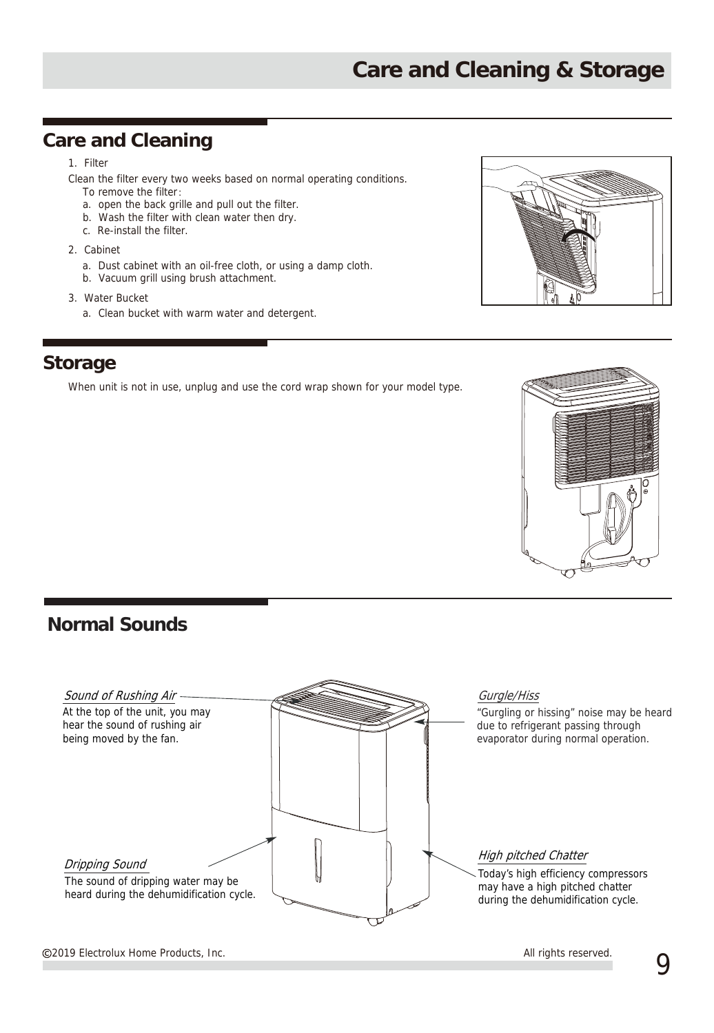# Care and Cleaning & Storage

## Care and Cleaning

1. Filter

Clean the filter every two weeks based on normal operating conditions.
To remove the filter:

a. open the back grille and pull out the filter.
b. Wash the filter with clean water then dry.
c. Re-install the filter.

2. Cabinet

a. Dust cabinet with an oil-free cloth, or using a damp cloth.
b. Vacuum grill using brush attachment.

3. Water Bucket

a. Clean bucket with warm water and detergent.

## Storage

When unit is not in use, unplug and use the cord wrap shown for your model type.

## Normal Sounds

*Sound of Rushing Air*

At the top of the unit, you may hear the sound of rushing air being moved by the fan.

*Gurgle/Hiss*

"Gurgling or hissing" noise may be heard due to refrigerant passing through evaporator during normal operation.

*Dripping Sound*

The sound of dripping water may be heard during the dehumidification cycle.

*High pitched Chatter*

Today's high efficiency compressors may have a high pitched chatter during the dehumidification cycle.

©2019 Electrolux Home Products, Inc. All rights reserved.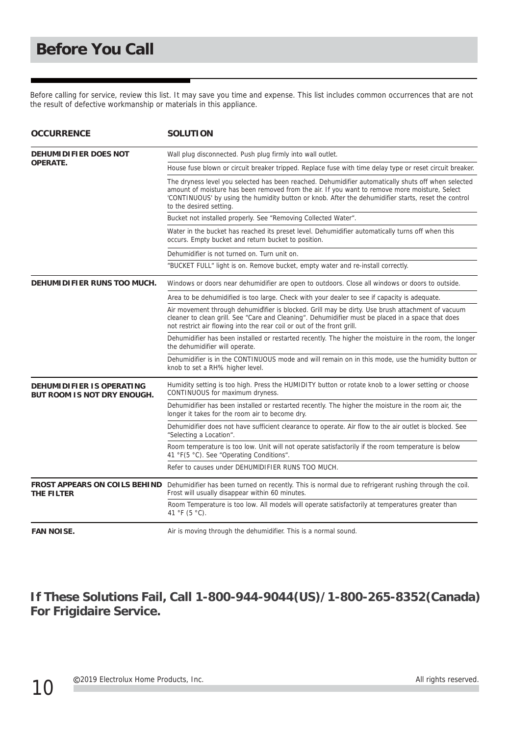# Before You Call

Before calling for service, review this list. It may save you time and expense. This list includes common occurrences that are not the result of defective workmanship or materials in this appliance.

| OCCURRENCE | SOLUTION |
|---|---|
| **DEHUMIDIFIER DOES NOT OPERATE.** | Wall plug disconnected. Push plug firmly into wall outlet. |
| | House fuse blown or circuit breaker tripped. Replace fuse with time delay type or reset circuit breaker. |
| | The dryness level you selected has been reached. Dehumidifier automatically shuts off when selected amount of moisture has been removed from the air. If you want to remove more moisture, Select 'CONTINUOUS' by using the humidity button or knob. After the dehumidifier starts, reset the control to the desired setting. |
| | Bucket not installed properly. See "Removing Collected Water". |
| | Water in the bucket has reached its preset level. Dehumidifier automatically turns off when this occurs. Empty bucket and return bucket to position. |
| | Dehumidifier is not turned on. Turn unit on. |
| | "BUCKET FULL" light is on. Remove bucket, empty water and re-install correctly. |
| **DEHUMIDIFIER RUNS TOO MUCH.** | Windows or doors near dehumidifier are open to outdoors. Close all windows or doors to outside. |
| | Area to be dehumidified is too large. Check with your dealer to see if capacity is adequate. |
| | Air movement through dehumidifier is blocked. Grill may be dirty. Use brush attachment of vacuum cleaner to clean grill. See "Care and Cleaning". Dehumidifier must be placed in a space that does not restrict air flowing into the rear coil or out of the front grill. |
| | Dehumidifier has been installed or restarted recently. The higher the moistuire in the room, the longer the dehumidifier will operate. |
| | Dehumidifier is in the CONTINUOUS mode and will remain on in this mode, use the humidity button or knob to set a RH% higher level. |
| **DEHUMIDIFIER IS OPERATING BUT ROOM IS NOT DRY ENOUGH.** | Humidity setting is too high. Press the HUMIDITY button or rotate knob to a lower setting or choose CONTINUOUS for maximum dryness. |
| | Dehumidifier has been installed or restarted recently. The higher the moisture in the room air, the longer it takes for the room air to become dry. |
| | Dehumidifier does not have sufficient clearance to operate. Air flow to the air outlet is blocked. See "Selecting a Location". |
| | Room temperature is too low. Unit will not operate satisfactorily if the room temperature is below 41 °F(5 °C). See "Operating Conditions". |
| | Refer to causes under DEHUMIDIFIER RUNS TOO MUCH. |
| **FROST APPEARS ON COILS BEHIND THE FILTER** | Dehumidifier has been turned on recently. This is normal due to refrigerant rushing through the coil. Frost will usually disappear within 60 minutes. |
| | Room Temperature is too low. All models will operate satisfactorily at temperatures greater than 41 °F (5 °C). |
| **FAN NOISE.** | Air is moving through the dehumidifier. This is a normal sound. |

## If These Solutions Fail, Call 1-800-944-9044(US)/1-800-265-8352(Canada) For Frigidaire Service.

©2019 Electrolux Home Products, Inc. All rights reserved.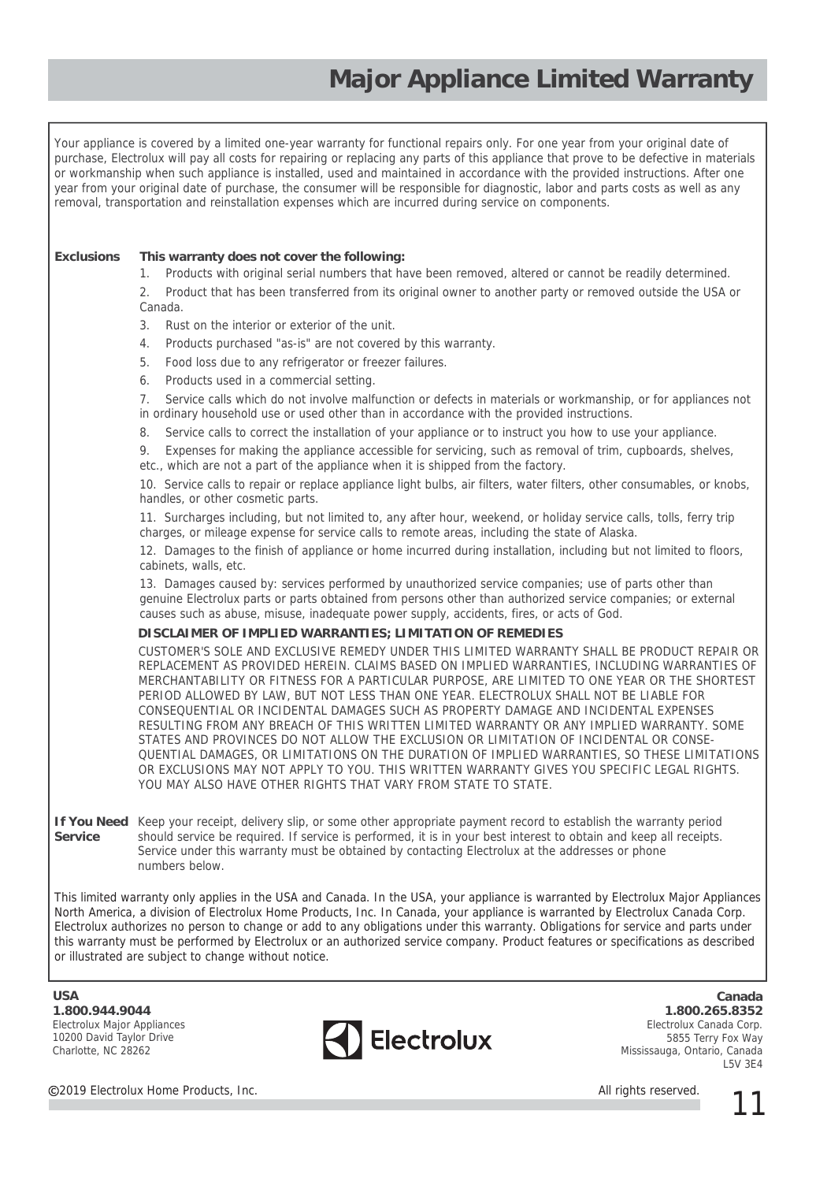# Major Appliance Limited Warranty

Your appliance is covered by a limited one-year warranty for functional repairs only. For one year from your original date of purchase, Electrolux will pay all costs for repairing or replacing any parts of this appliance that prove to be defective in materials or workmanship when such appliance is installed, used and maintained in accordance with the provided instructions. After one year from your original date of purchase, the consumer will be responsible for diagnostic, labor and parts costs as well as any removal, transportation and reinstallation expenses which are incurred during service on components.

**Exclusions** **This warranty does not cover the following:**

1. Products with original serial numbers that have been removed, altered or cannot be readily determined.
2. Product that has been transferred from its original owner to another party or removed outside the USA or Canada.
3. Rust on the interior or exterior of the unit.
4. Products purchased "as-is" are not covered by this warranty.
5. Food loss due to any refrigerator or freezer failures.
6. Products used in a commercial setting.
7. Service calls which do not involve malfunction or defects in materials or workmanship, or for appliances not in ordinary household use or used other than in accordance with the provided instructions.
8. Service calls to correct the installation of your appliance or to instruct you how to use your appliance.
9. Expenses for making the appliance accessible for servicing, such as removal of trim, cupboards, shelves, etc., which are not a part of the appliance when it is shipped from the factory.
10. Service calls to repair or replace appliance light bulbs, air filters, water filters, other consumables, or knobs, handles, or other cosmetic parts.
11. Surcharges including, but not limited to, any after hour, weekend, or holiday service calls, tolls, ferry trip charges, or mileage expense for service calls to remote areas, including the state of Alaska.
12. Damages to the finish of appliance or home incurred during installation, including but not limited to, floors, cabinets, walls, etc.
13. Damages caused by: services performed by unauthorized service companies; use of parts other than genuine Electrolux parts or parts obtained from persons other than authorized service companies; or external causes such as abuse, misuse, inadequate power supply, accidents, fires, or acts of God.

**DISCLAIMER OF IMPLIED WARRANTIES; LIMITATION OF REMEDIES**

CUSTOMER'S SOLE AND EXCLUSIVE REMEDY UNDER THIS LIMITED WARRANTY SHALL BE PRODUCT REPAIR OR REPLACEMENT AS PROVIDED HEREIN. CLAIMS BASED ON IMPLIED WARRANTIES, INCLUDING WARRANTIES OF MERCHANTABILITY OR FITNESS FOR A PARTICULAR PURPOSE, ARE LIMITED TO ONE YEAR OR THE SHORTEST PERIOD ALLOWED BY LAW, BUT NOT LESS THAN ONE YEAR. ELECTROLUX SHALL NOT BE LIABLE FOR CONSEQUENTIAL OR INCIDENTAL DAMAGES SUCH AS PROPERTY DAMAGE AND INCIDENTAL EXPENSES RESULTING FROM ANY BREACH OF THIS WRITTEN LIMITED WARRANTY OR ANY IMPLIED WARRANTY. SOME STATES AND PROVINCES DO NOT ALLOW THE EXCLUSION OR LIMITATION OF INCIDENTAL OR CONSEQUENTIAL DAMAGES, OR LIMITATIONS ON THE DURATION OF IMPLIED WARRANTIES, SO THESE LIMITATIONS OR EXCLUSIONS MAY NOT APPLY TO YOU. THIS WRITTEN WARRANTY GIVES YOU SPECIFIC LEGAL RIGHTS. YOU MAY ALSO HAVE OTHER RIGHTS THAT VARY FROM STATE TO STATE.

**If You Need Service** Keep your receipt, delivery slip, or some other appropriate payment record to establish the warranty period should service be required. If service is performed, it is in your best interest to obtain and keep all receipts. Service under this warranty must be obtained by contacting Electrolux at the addresses or phone numbers below.

This limited warranty only applies in the USA and Canada. In the USA, your appliance is warranted by Electrolux Major Appliances North America, a division of Electrolux Home Products, Inc. In Canada, your appliance is warranted by Electrolux Canada Corp. Electrolux authorizes no person to change or add to any obligations under this warranty. Obligations for service and parts under this warranty must be performed by Electrolux or an authorized service company. Product features or specifications as described or illustrated are subject to change without notice.

**USA**
**1.800.944.9044**
Electrolux Major Appliances
10200 David Taylor Drive
Charlotte, NC 28262

Electrolux

**Canada**
**1.800.265.8352**
Electrolux Canada Corp.
5855 Terry Fox Way
Mississauga, Ontario, Canada
L5V 3E4

©2019 Electrolux Home Products, Inc. All rights reserved.